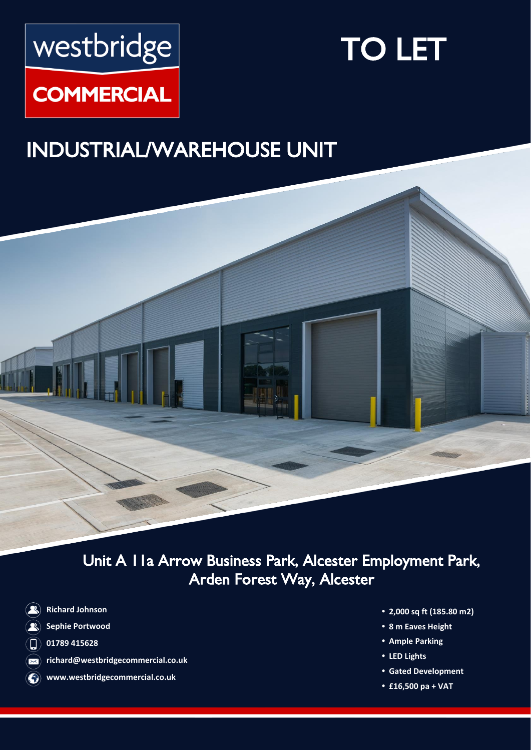westbridge

COMMERCIAL

# TO LET

## INDUSTRIAL/WAREHOUSE UNIT

### Unit A 11a Arrow Business Park, Alcester Employment Park, Arden Forest Way, Alcester

**Richard Johnson**

**Sephie Portwood**

**01789 415628**

**richard@westbridgecommercial.co.uk**

**www.westbridgecommercial.co.uk**

- **2,000 sq ft (185.80 m2)**
- **8 m Eaves Height**
- **Ample Parking**
- **LED Lights**
- **Gated Development**
- **£16,500 pa + VAT**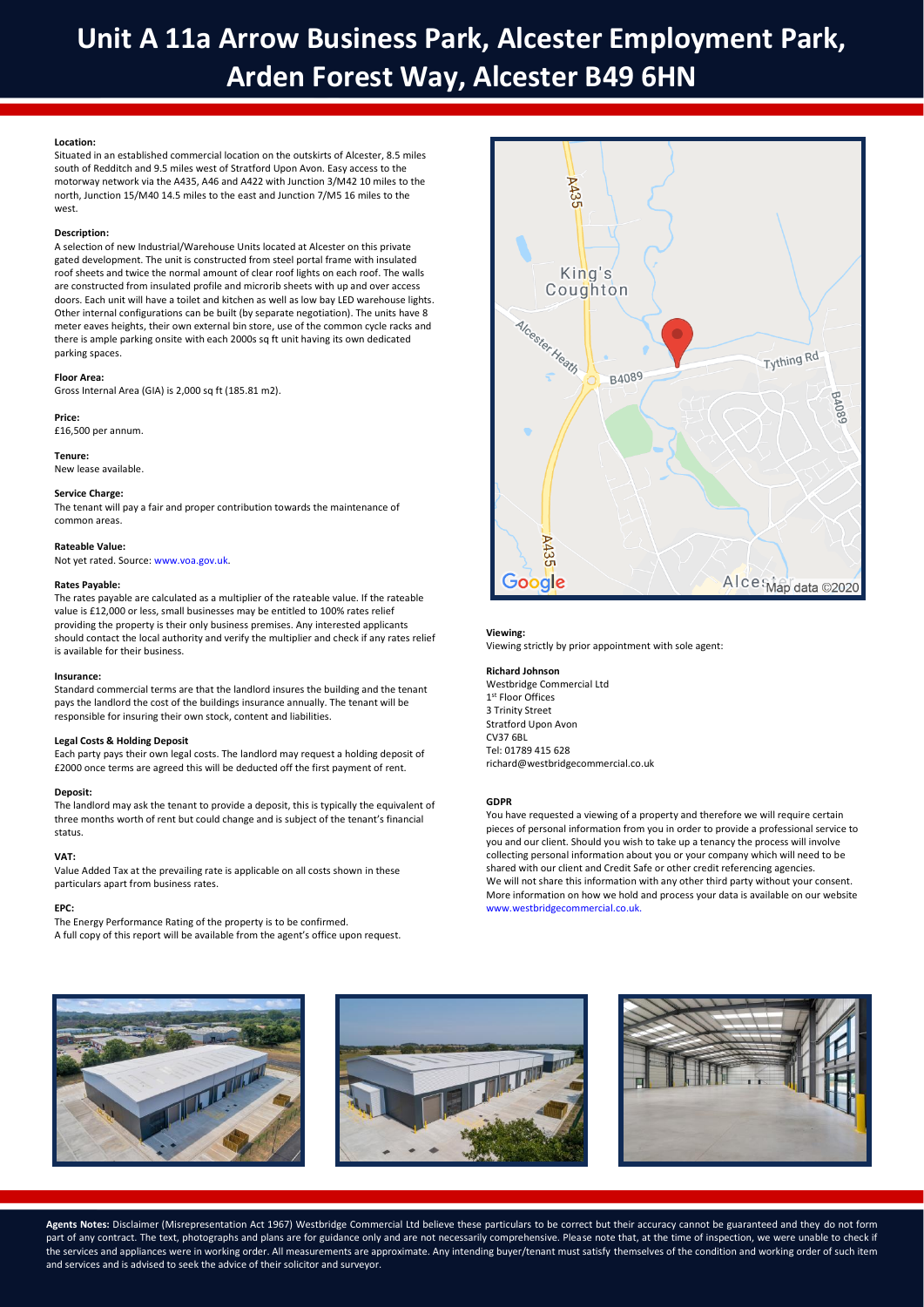# Unit A 11a Arrow Business Park, Alcester Employment Park, Arden Forest Way, Alcester B49 6HN

**Location:**
Situated in an established commercial location on the outskirts of Alcester, 8.5 miles south of Redditch and 9.5 miles west of Stratford Upon Avon. Easy access to the motorway network via the A435, A46 and A422 with Junction 3/M42 10 miles to the north, Junction 15/M40 14.5 miles to the east and Junction 7/M5 16 miles to the west.

**Description:**
A selection of new Industrial/Warehouse Units located at Alcester on this private gated development. The unit is constructed from steel portal frame with insulated roof sheets and twice the normal amount of clear roof lights on each roof. The walls are constructed from insulated profile and microrib sheets with up and over access doors. Each unit will have a toilet and kitchen as well as low bay LED warehouse lights. Other internal configurations can be built (by separate negotiation). The units have 8 meter eaves heights, their own external bin store, use of the common cycle racks and there is ample parking onsite with each 2000s sq ft unit having its own dedicated parking spaces.

**Floor Area:**
Gross Internal Area (GIA) is 2,000 sq ft (185.81 m2).

**Price:**
£16,500 per annum.

**Tenure:**
New lease available.

**Service Charge:**
The tenant will pay a fair and proper contribution towards the maintenance of common areas.

**Rateable Value:**
Not yet rated. Source: www.voa.gov.uk.

**Rates Payable:**
The rates payable are calculated as a multiplier of the rateable value. If the rateable value is £12,000 or less, small businesses may be entitled to 100% rates relief providing the property is their only business premises. Any interested applicants should contact the local authority and verify the multiplier and check if any rates relief is available for their business.

**Insurance:**
Standard commercial terms are that the landlord insures the building and the tenant pays the landlord the cost of the buildings insurance annually. The tenant will be responsible for insuring their own stock, content and liabilities.

**Legal Costs & Holding Deposit**
Each party pays their own legal costs. The landlord may request a holding deposit of £2000 once terms are agreed this will be deducted off the first payment of rent.

**Deposit:**
The landlord may ask the tenant to provide a deposit, this is typically the equivalent of three months worth of rent but could change and is subject of the tenant's financial status.

**VAT:**
Value Added Tax at the prevailing rate is applicable on all costs shown in these particulars apart from business rates.

**EPC:**
The Energy Performance Rating of the property is to be confirmed.
A full copy of this report will be available from the agent's office upon request.

**Viewing:**
Viewing strictly by prior appointment with sole agent:

**Richard Johnson**
Westbridge Commercial Ltd
1st Floor Offices
3 Trinity Street
Stratford Upon Avon
CV37 6BL
Tel: 01789 415 628
richard@westbridgecommercial.co.uk

**GDPR**
You have requested a viewing of a property and therefore we will require certain pieces of personal information from you in order to provide a professional service to you and our client. Should you wish to take up a tenancy the process will involve collecting personal information about you or your company which will need to be shared with our client and Credit Safe or other credit referencing agencies.
We will not share this information with any other third party without your consent. More information on how we hold and process your data is available on our website www.westbridgecommercial.co.uk.

**Agents Notes:** Disclaimer (Misrepresentation Act 1967) Westbridge Commercial Ltd believe these particulars to be correct but their accuracy cannot be guaranteed and they do not form part of any contract. The text, photographs and plans are for guidance only and are not necessarily comprehensive. Please note that, at the time of inspection, we were unable to check if the services and appliances were in working order. All measurements are approximate. Any intending buyer/tenant must satisfy themselves of the condition and working order of such item and services and is advised to seek the advice of their solicitor and surveyor.